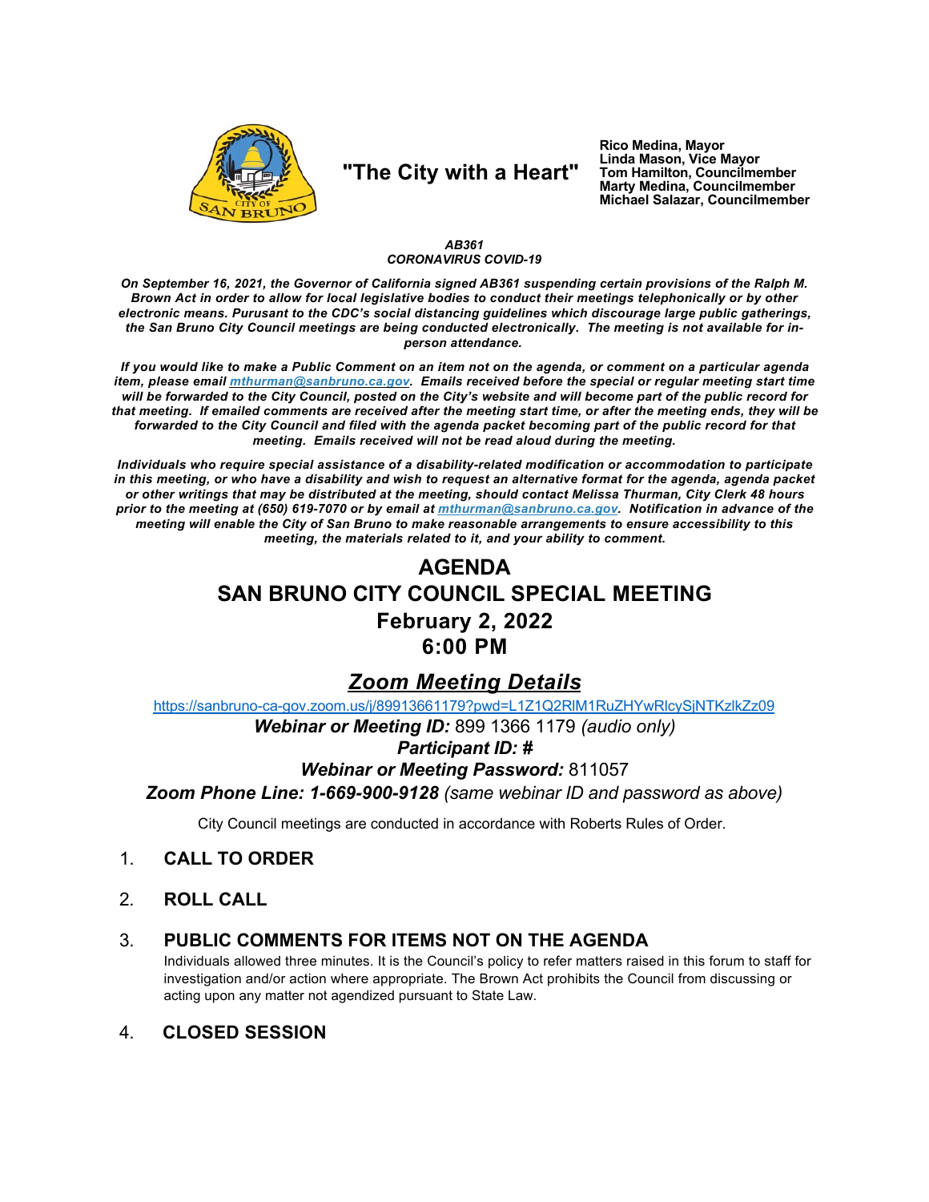"The City with a Heart"

**Rico Medina, Mayor**
**Linda Mason, Vice Mayor**
**Tom Hamilton, Councilmember**
**Marty Medina, Councilmember**
**Michael Salazar, Councilmember**

***AB361***
***CORONAVIRUS COVID-19***

***On September 16, 2021, the Governor of California signed AB361 suspending certain provisions of the Ralph M. Brown Act in order to allow for local legislative bodies to conduct their meetings telephonically or by other electronic means. Pursuant to the CDC's social distancing guidelines which discourage large public gatherings, the San Bruno City Council meetings are being conducted electronically. The meeting is not available for in-person attendance.***

***If you would like to make a Public Comment on an item not on the agenda, or comment on a particular agenda item, please email [mthurman@sanbruno.ca.gov](mailto:mthurman@sanbruno.ca.gov). Emails received before the special or regular meeting start time will be forwarded to the City Council, posted on the City's website and will become part of the public record for that meeting. If emailed comments are received after the meeting start time, or after the meeting ends, they will be forwarded to the City Council and filed with the agenda packet becoming part of the public record for that meeting. Emails received will not be read aloud during the meeting.***

***Individuals who require special assistance of a disability-related modification or accommodation to participate in this meeting, or who have a disability and wish to request an alternative format for the agenda, agenda packet or other writings that may be distributed at the meeting, should contact Melissa Thurman, City Clerk 48 hours prior to the meeting at (650) 619-7070 or by email at [mthurman@sanbruno.ca.gov](mailto:mthurman@sanbruno.ca.gov). Notification in advance of the meeting will enable the City of San Bruno to make reasonable arrangements to ensure accessibility to this meeting, the materials related to it, and your ability to comment.***

# AGENDA
# SAN BRUNO CITY COUNCIL SPECIAL MEETING
# February 2, 2022
# 6:00 PM

## ***Zoom Meeting Details***

https://sanbruno-ca-gov.zoom.us/j/89913661179?pwd=L1Z1Q2RlM1RuZHYwRlcySjNTKzlkZz09

***Webinar or Meeting ID:*** 899 1366 1179 *(audio only)*

***Participant ID: #***

***Webinar or Meeting Password:*** 811057

***Zoom Phone Line: 1-669-900-9128*** *(same webinar ID and password as above)*

City Council meetings are conducted in accordance with Roberts Rules of Order.

1. **CALL TO ORDER**

2. **ROLL CALL**

3. **PUBLIC COMMENTS FOR ITEMS NOT ON THE AGENDA**
   Individuals allowed three minutes. It is the Council's policy to refer matters raised in this forum to staff for investigation and/or action where appropriate. The Brown Act prohibits the Council from discussing or acting upon any matter not agendized pursuant to State Law.

4. **CLOSED SESSION**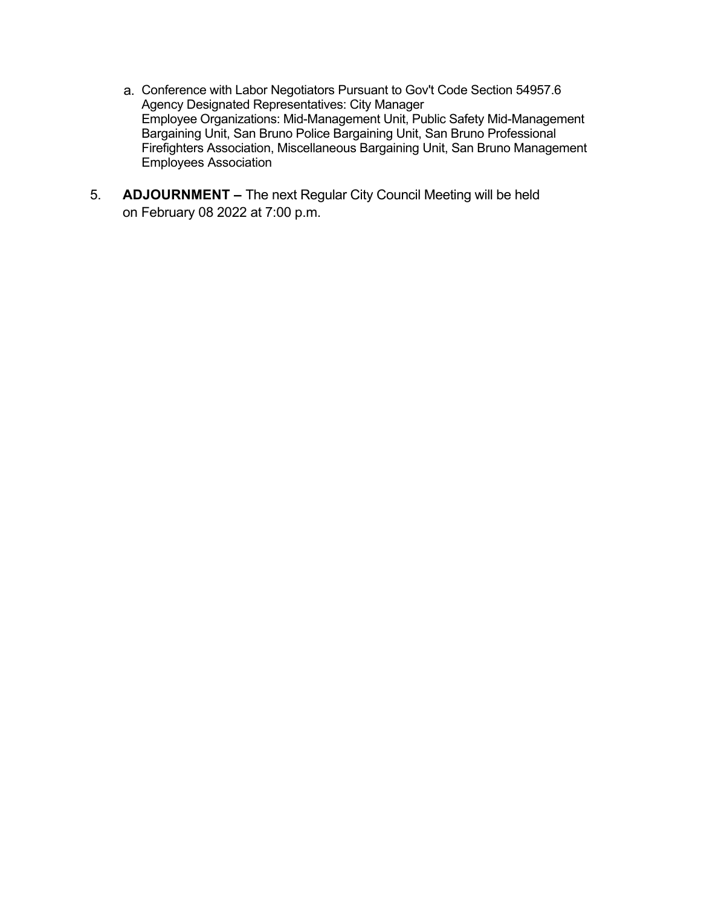a. Conference with Labor Negotiators Pursuant to Gov't Code Section 54957.6
   Agency Designated Representatives: City Manager
   Employee Organizations: Mid-Management Unit, Public Safety Mid-Management Bargaining Unit, San Bruno Police Bargaining Unit, San Bruno Professional Firefighters Association, Miscellaneous Bargaining Unit, San Bruno Management Employees Association

5. **ADJOURNMENT –** The next Regular City Council Meeting will be held on February 08 2022 at 7:00 p.m.